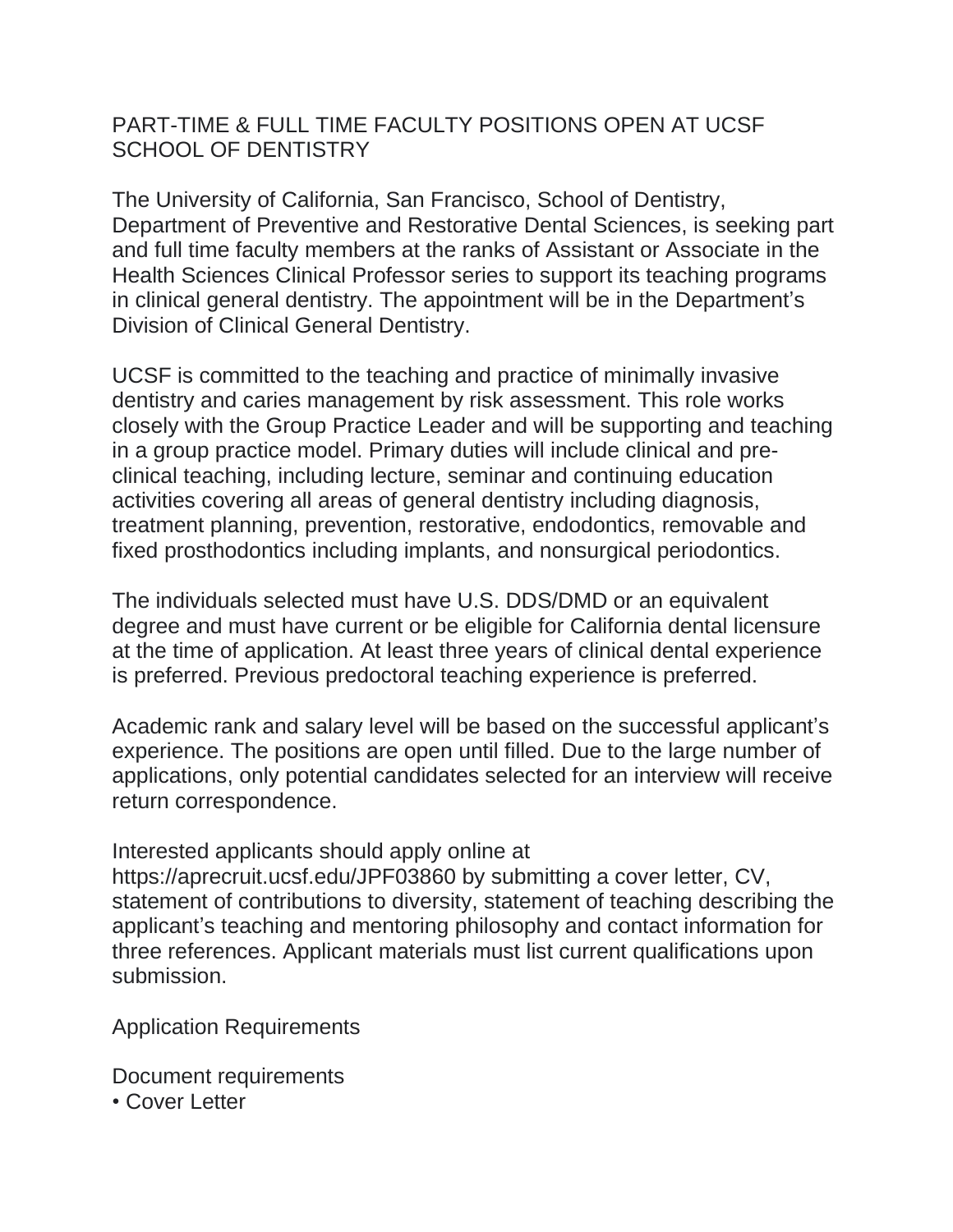# PART-TIME & FULL TIME FACULTY POSITIONS OPEN AT UCSF SCHOOL OF DENTISTRY

The University of California, San Francisco, School of Dentistry, Department of Preventive and Restorative Dental Sciences, is seeking part and full time faculty members at the ranks of Assistant or Associate in the Health Sciences Clinical Professor series to support its teaching programs in clinical general dentistry. The appointment will be in the Department's Division of Clinical General Dentistry.

UCSF is committed to the teaching and practice of minimally invasive dentistry and caries management by risk assessment. This role works closely with the Group Practice Leader and will be supporting and teaching in a group practice model. Primary duties will include clinical and pre-clinical teaching, including lecture, seminar and continuing education activities covering all areas of general dentistry including diagnosis, treatment planning, prevention, restorative, endodontics, removable and fixed prosthodontics including implants, and nonsurgical periodontics.

The individuals selected must have U.S. DDS/DMD or an equivalent degree and must have current or be eligible for California dental licensure at the time of application. At least three years of clinical dental experience is preferred. Previous predoctoral teaching experience is preferred.

Academic rank and salary level will be based on the successful applicant's experience. The positions are open until filled. Due to the large number of applications, only potential candidates selected for an interview will receive return correspondence.

Interested applicants should apply online at https://aprecruit.ucsf.edu/JPF03860 by submitting a cover letter, CV, statement of contributions to diversity, statement of teaching describing the applicant's teaching and mentoring philosophy and contact information for three references. Applicant materials must list current qualifications upon submission.

Application Requirements

Document requirements

- Cover Letter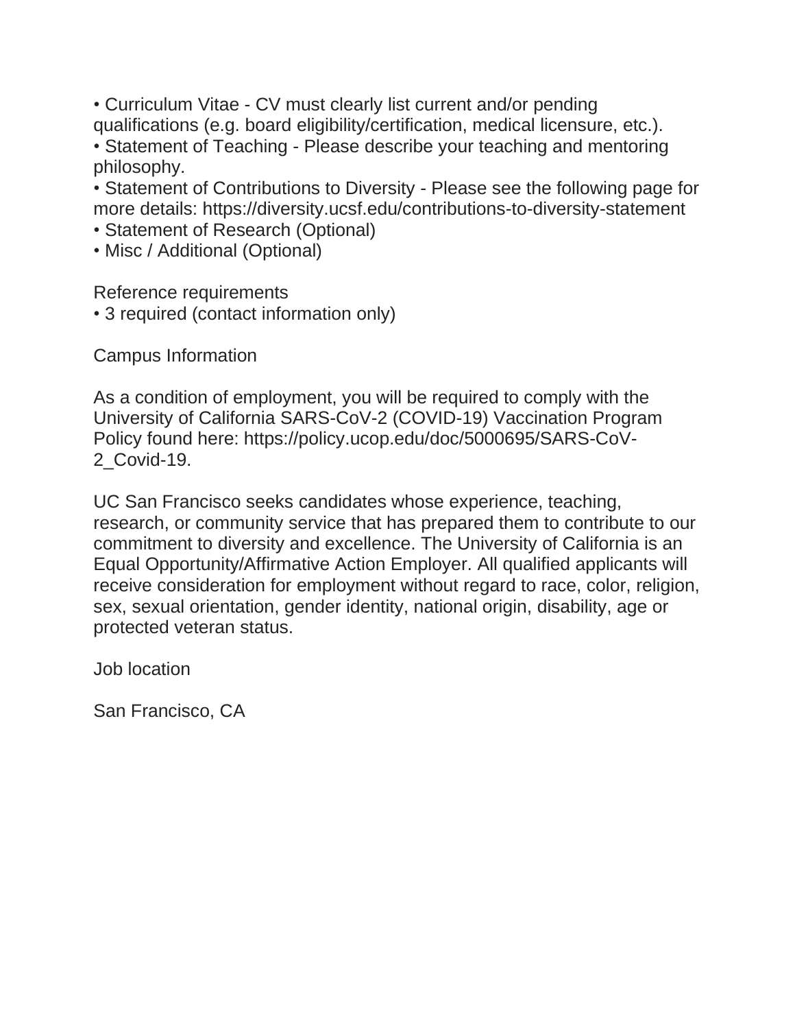- Curriculum Vitae - CV must clearly list current and/or pending qualifications (e.g. board eligibility/certification, medical licensure, etc.).
- Statement of Teaching - Please describe your teaching and mentoring philosophy.
- Statement of Contributions to Diversity - Please see the following page for more details: https://diversity.ucsf.edu/contributions-to-diversity-statement
- Statement of Research (Optional)
- Misc / Additional (Optional)

Reference requirements

- 3 required (contact information only)

Campus Information

As a condition of employment, you will be required to comply with the University of California SARS-CoV-2 (COVID-19) Vaccination Program Policy found here: https://policy.ucop.edu/doc/5000695/SARS-CoV-2_Covid-19.

UC San Francisco seeks candidates whose experience, teaching, research, or community service that has prepared them to contribute to our commitment to diversity and excellence. The University of California is an Equal Opportunity/Affirmative Action Employer. All qualified applicants will receive consideration for employment without regard to race, color, religion, sex, sexual orientation, gender identity, national origin, disability, age or protected veteran status.

Job location

San Francisco, CA